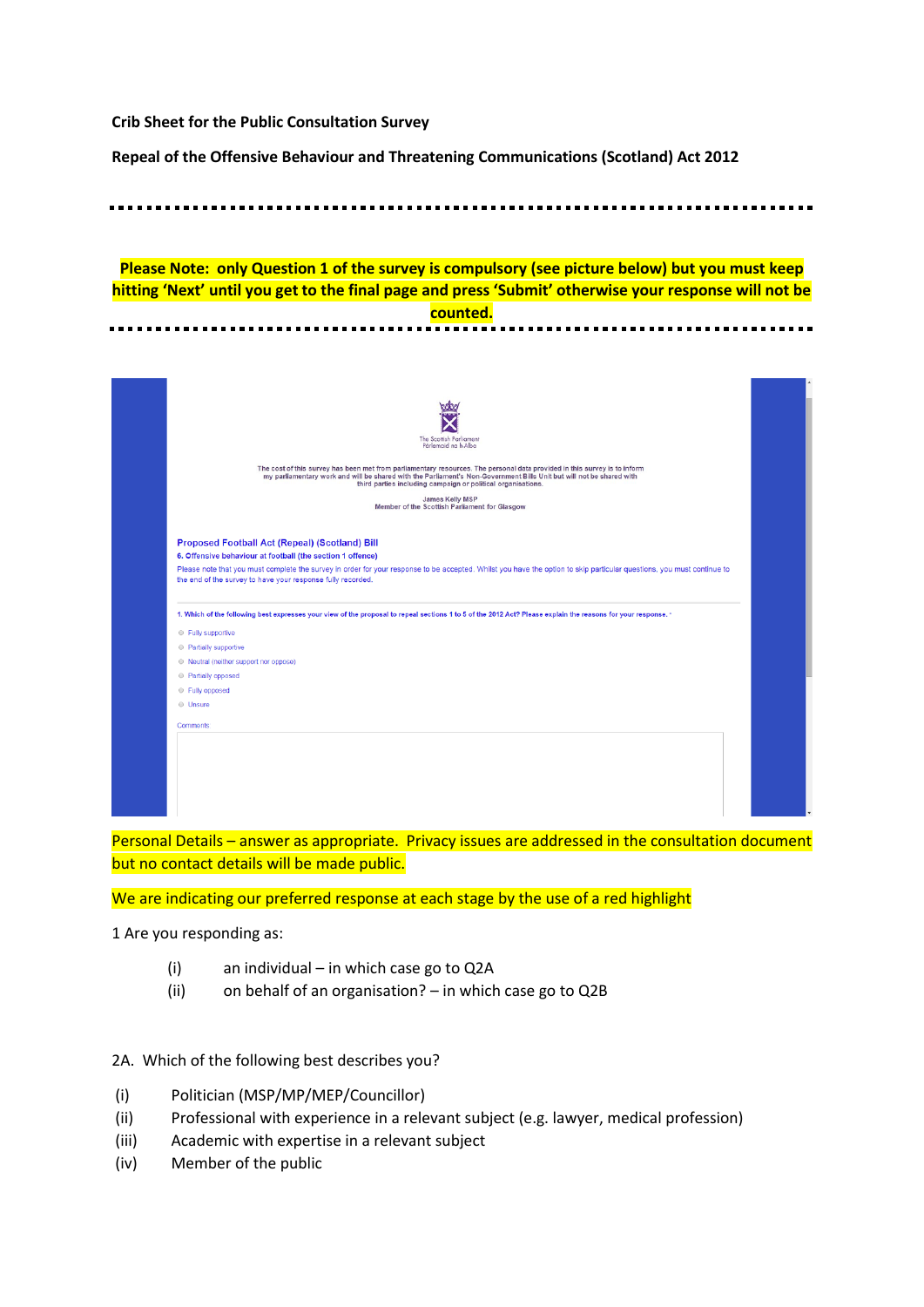**Crib Sheet for the Public Consultation Survey**

**Repeal of the Offensive Behaviour and Threatening Communications (Scotland) Act 2012**

---

**Please Note: only Question 1 of the survey is compulsory (see picture below) but you must keep hitting 'Next' until you get to the final page and press 'Submit' otherwise your response will not be counted.**

---

The Scottish Parliament
Pàrlamaid na h-Alba

The cost of this survey has been met from parliamentary resources. The personal data provided in this survey is to inform my parliamentary work and will be shared with the Parliament's Non-Government Bills Unit but will not be shared with third parties including campaign or political organisations.

James Kelly MSP
Member of the Scottish Parliament for Glasgow

Proposed Football Act (Repeal) (Scotland) Bill

6. Offensive behaviour at football (the section 1 offence)

Please note that you must complete the survey in order for your response to be accepted. Whilst you have the option to skip particular questions, you must continue to the end of the survey to have your response fully recorded.

1. Which of the following best expresses your view of the proposal to repeal sections 1 to 5 of the 2012 Act? Please explain the reasons for your response. *

- Fully supportive
- Partially supportive
- Neutral (neither support nor oppose)
- Partially opposed
- Fully opposed
- Unsure

Comments

Personal Details – answer as appropriate. Privacy issues are addressed in the consultation document but no contact details will be made public.

We are indicating our preferred response at each stage by the use of a red highlight

1 Are you responding as:

(i) an individual – in which case go to Q2A
(ii) on behalf of an organisation? – in which case go to Q2B

2A. Which of the following best describes you?

(i) Politician (MSP/MP/MEP/Councillor)
(ii) Professional with experience in a relevant subject (e.g. lawyer, medical profession)
(iii) Academic with expertise in a relevant subject
(iv) Member of the public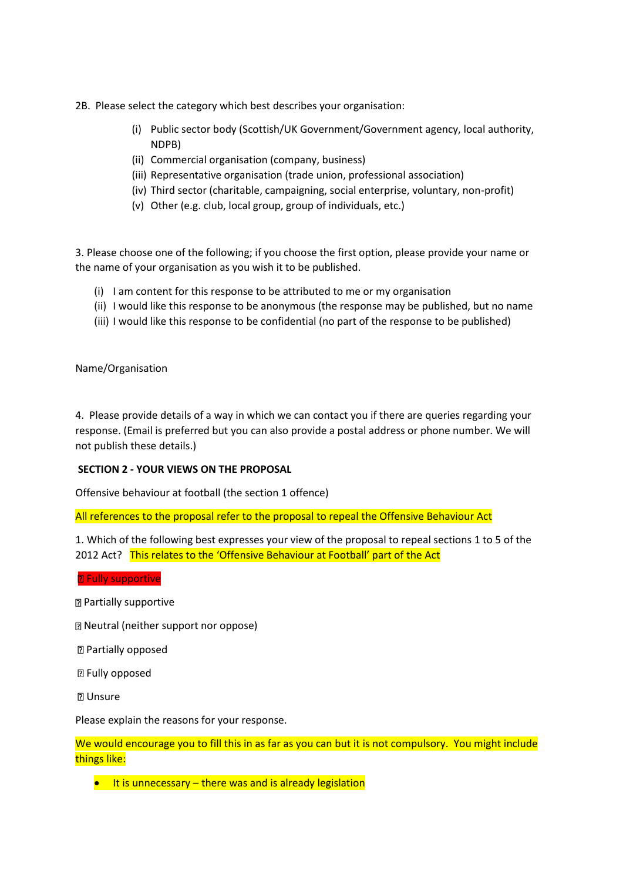2B. Please select the category which best describes your organisation:

- (i) Public sector body (Scottish/UK Government/Government agency, local authority, NDPB)
- (ii) Commercial organisation (company, business)
- (iii) Representative organisation (trade union, professional association)
- (iv) Third sector (charitable, campaigning, social enterprise, voluntary, non-profit)
- (v) Other (e.g. club, local group, group of individuals, etc.)

3. Please choose one of the following; if you choose the first option, please provide your name or the name of your organisation as you wish it to be published.

- (i) I am content for this response to be attributed to me or my organisation
- (ii) I would like this response to be anonymous (the response may be published, but no name
- (iii) I would like this response to be confidential (no part of the response to be published)

Name/Organisation

4. Please provide details of a way in which we can contact you if there are queries regarding your response. (Email is preferred but you can also provide a postal address or phone number. We will not publish these details.)

**SECTION 2 - YOUR VIEWS ON THE PROPOSAL**

Offensive behaviour at football (the section 1 offence)

All references to the proposal refer to the proposal to repeal the Offensive Behaviour Act

1. Which of the following best expresses your view of the proposal to repeal sections 1 to 5 of the 2012 Act? This relates to the 'Offensive Behaviour at Football' part of the Act

☐ Fully supportive

☐ Partially supportive

☐ Neutral (neither support nor oppose)

☐ Partially opposed

☐ Fully opposed

☐ Unsure

Please explain the reasons for your response.

We would encourage you to fill this in as far as you can but it is not compulsory. You might include things like:

- It is unnecessary – there was and is already legislation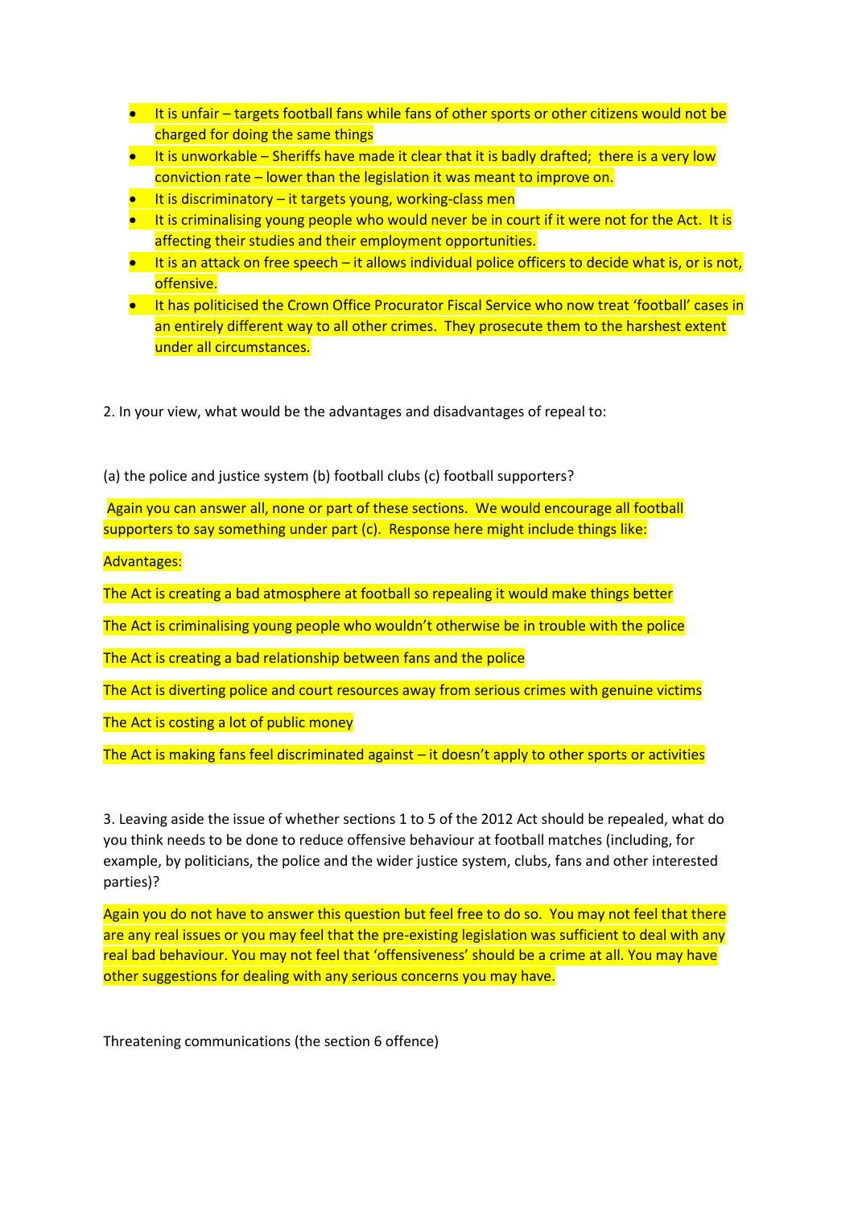- It is unfair – targets football fans while fans of other sports or other citizens would not be charged for doing the same things
- It is unworkable – Sheriffs have made it clear that it is badly drafted; there is a very low conviction rate – lower than the legislation it was meant to improve on.
- It is discriminatory – it targets young, working-class men
- It is criminalising young people who would never be in court if it were not for the Act. It is affecting their studies and their employment opportunities.
- It is an attack on free speech – it allows individual police officers to decide what is, or is not, offensive.
- It has politicised the Crown Office Procurator Fiscal Service who now treat 'football' cases in an entirely different way to all other crimes. They prosecute them to the harshest extent under all circumstances.

2. In your view, what would be the advantages and disadvantages of repeal to:

(a) the police and justice system (b) football clubs (c) football supporters?

Again you can answer all, none or part of these sections. We would encourage all football supporters to say something under part (c). Response here might include things like:

Advantages:

The Act is creating a bad atmosphere at football so repealing it would make things better

The Act is criminalising young people who wouldn't otherwise be in trouble with the police

The Act is creating a bad relationship between fans and the police

The Act is diverting police and court resources away from serious crimes with genuine victims

The Act is costing a lot of public money

The Act is making fans feel discriminated against – it doesn't apply to other sports or activities

3. Leaving aside the issue of whether sections 1 to 5 of the 2012 Act should be repealed, what do you think needs to be done to reduce offensive behaviour at football matches (including, for example, by politicians, the police and the wider justice system, clubs, fans and other interested parties)?

Again you do not have to answer this question but feel free to do so. You may not feel that there are any real issues or you may feel that the pre-existing legislation was sufficient to deal with any real bad behaviour. You may not feel that 'offensiveness' should be a crime at all. You may have other suggestions for dealing with any serious concerns you may have.

Threatening communications (the section 6 offence)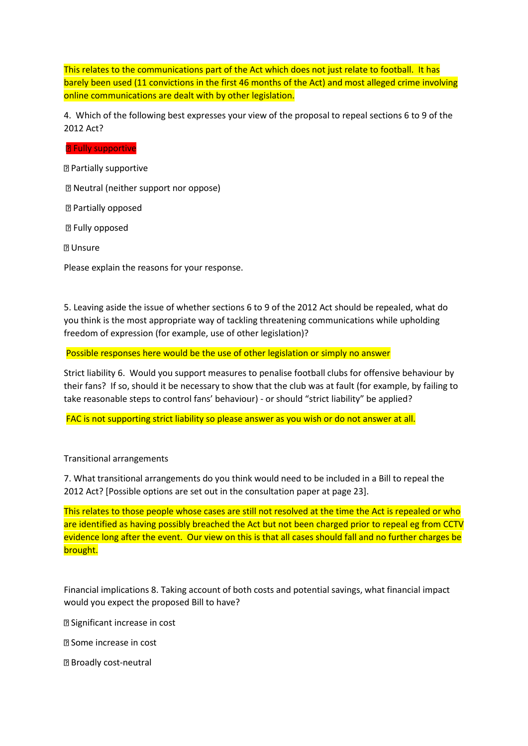This relates to the communications part of the Act which does not just relate to football. It has barely been used (11 convictions in the first 46 months of the Act) and most alleged crime involving online communications are dealt with by other legislation.

4. Which of the following best expresses your view of the proposal to repeal sections 6 to 9 of the 2012 Act?

☐ Fully supportive

☐ Partially supportive

☐ Neutral (neither support nor oppose)

☐ Partially opposed

☐ Fully opposed

☐ Unsure

Please explain the reasons for your response.

5. Leaving aside the issue of whether sections 6 to 9 of the 2012 Act should be repealed, what do you think is the most appropriate way of tackling threatening communications while upholding freedom of expression (for example, use of other legislation)?

Possible responses here would be the use of other legislation or simply no answer

Strict liability 6. Would you support measures to penalise football clubs for offensive behaviour by their fans? If so, should it be necessary to show that the club was at fault (for example, by failing to take reasonable steps to control fans' behaviour) - or should "strict liability" be applied?

FAC is not supporting strict liability so please answer as you wish or do not answer at all.

Transitional arrangements

7. What transitional arrangements do you think would need to be included in a Bill to repeal the 2012 Act? [Possible options are set out in the consultation paper at page 23].

This relates to those people whose cases are still not resolved at the time the Act is repealed or who are identified as having possibly breached the Act but not been charged prior to repeal eg from CCTV evidence long after the event. Our view on this is that all cases should fall and no further charges be brought.

Financial implications 8. Taking account of both costs and potential savings, what financial impact would you expect the proposed Bill to have?

☐ Significant increase in cost

☐ Some increase in cost

☐ Broadly cost-neutral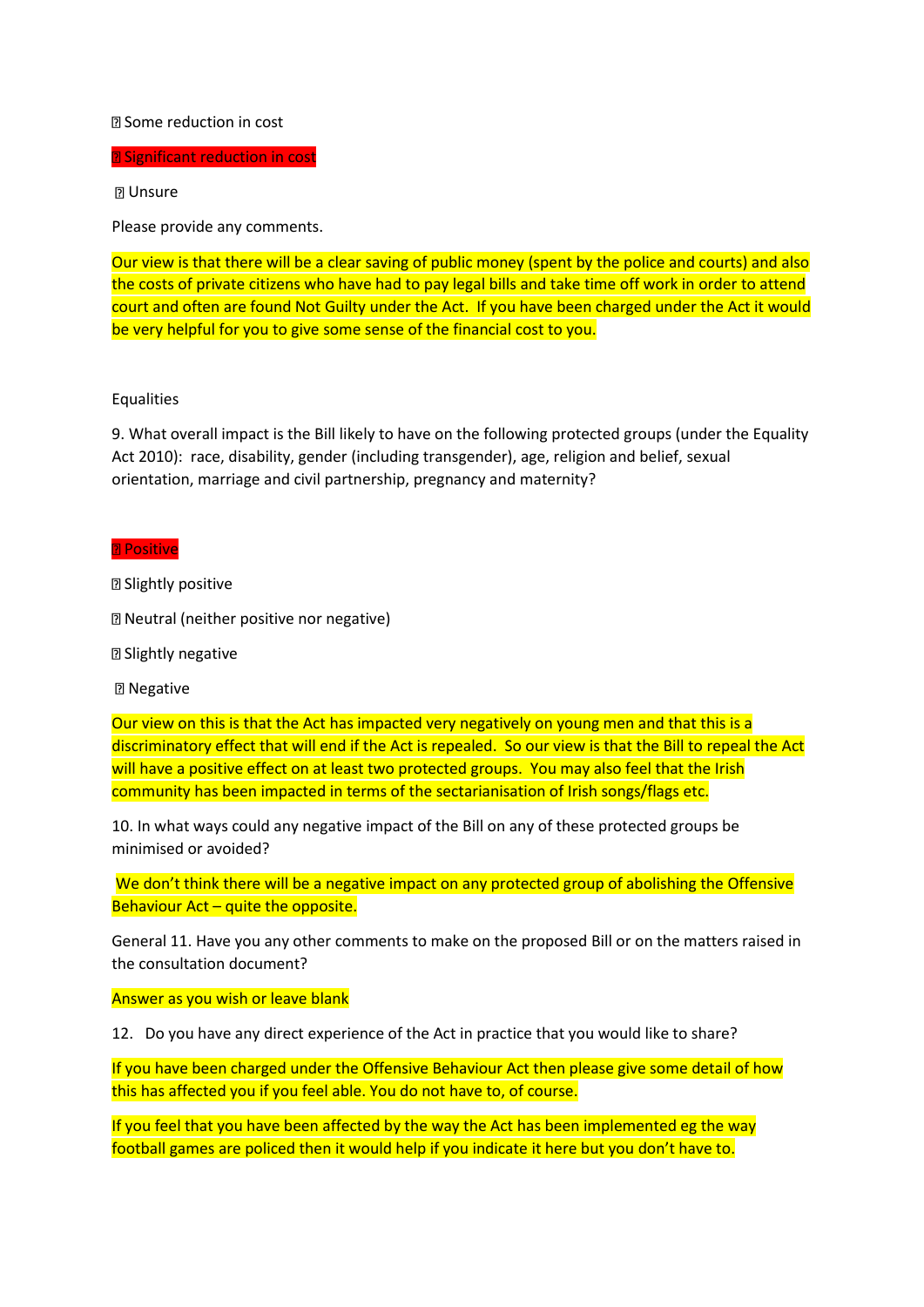☐ Some reduction in cost

☐ Significant reduction in cost

☐ Unsure

Please provide any comments.

Our view is that there will be a clear saving of public money (spent by the police and courts) and also the costs of private citizens who have had to pay legal bills and take time off work in order to attend court and often are found Not Guilty under the Act. If you have been charged under the Act it would be very helpful for you to give some sense of the financial cost to you.

Equalities

9. What overall impact is the Bill likely to have on the following protected groups (under the Equality Act 2010): race, disability, gender (including transgender), age, religion and belief, sexual orientation, marriage and civil partnership, pregnancy and maternity?

☐ Positive

☐ Slightly positive

☐ Neutral (neither positive nor negative)

☐ Slightly negative

☐ Negative

Our view on this is that the Act has impacted very negatively on young men and that this is a discriminatory effect that will end if the Act is repealed. So our view is that the Bill to repeal the Act will have a positive effect on at least two protected groups. You may also feel that the Irish community has been impacted in terms of the sectarianisation of Irish songs/flags etc.

10. In what ways could any negative impact of the Bill on any of these protected groups be minimised or avoided?

We don't think there will be a negative impact on any protected group of abolishing the Offensive Behaviour Act – quite the opposite.

General 11. Have you any other comments to make on the proposed Bill or on the matters raised in the consultation document?

Answer as you wish or leave blank

12. Do you have any direct experience of the Act in practice that you would like to share?

If you have been charged under the Offensive Behaviour Act then please give some detail of how this has affected you if you feel able. You do not have to, of course.

If you feel that you have been affected by the way the Act has been implemented eg the way football games are policed then it would help if you indicate it here but you don't have to.